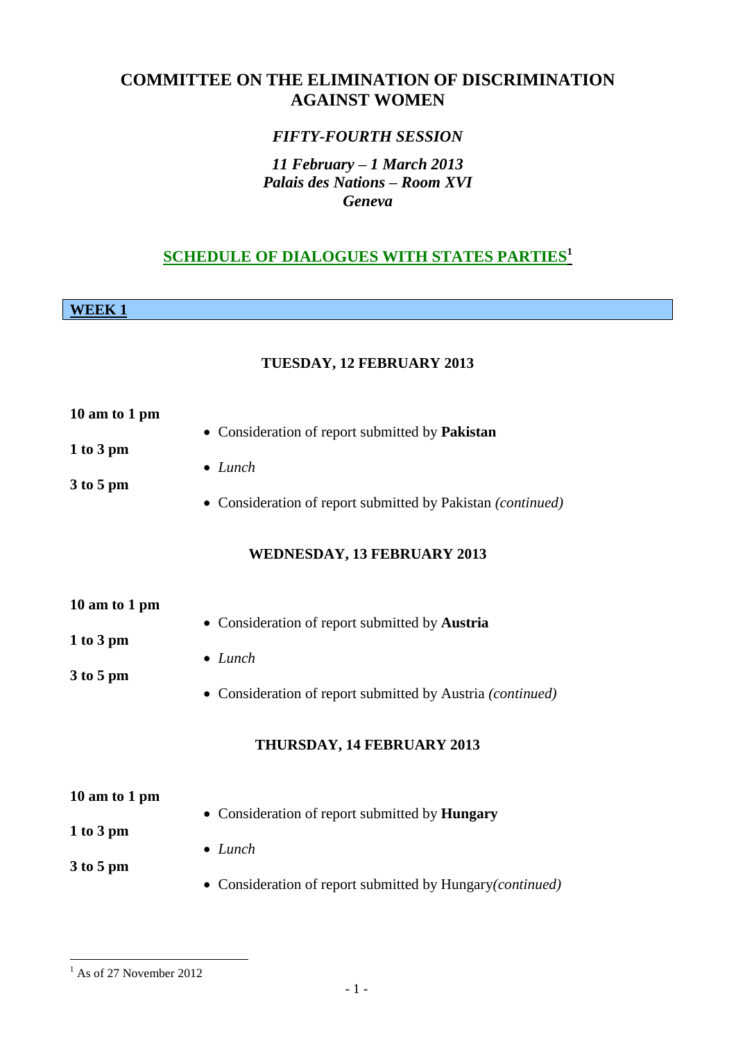# COMMITTEE ON THE ELIMINATION OF DISCRIMINATION AGAINST WOMEN

### *FIFTY-FOURTH SESSION*

***11 February – 1 March 2013***
***Palais des Nations – Room XVI***
***Geneva***

## SCHEDULE OF DIALOGUES WITH STATES PARTIES[1]

## WEEK 1

### TUESDAY, 12 FEBRUARY 2013

**10 am to 1 pm**
- Consideration of report submitted by **Pakistan**

**1 to 3 pm**
- *Lunch*

**3 to 5 pm**
- Consideration of report submitted by Pakistan *(continued)*

### WEDNESDAY, 13 FEBRUARY 2013

**10 am to 1 pm**
- Consideration of report submitted by **Austria**

**1 to 3 pm**
- *Lunch*

**3 to 5 pm**
- Consideration of report submitted by Austria *(continued)*

### THURSDAY, 14 FEBRUARY 2013

**10 am to 1 pm**
- Consideration of report submitted by **Hungary**

**1 to 3 pm**
- *Lunch*

**3 to 5 pm**
- Consideration of report submitted by Hungary*(continued)*

---

[1] As of 27 November 2012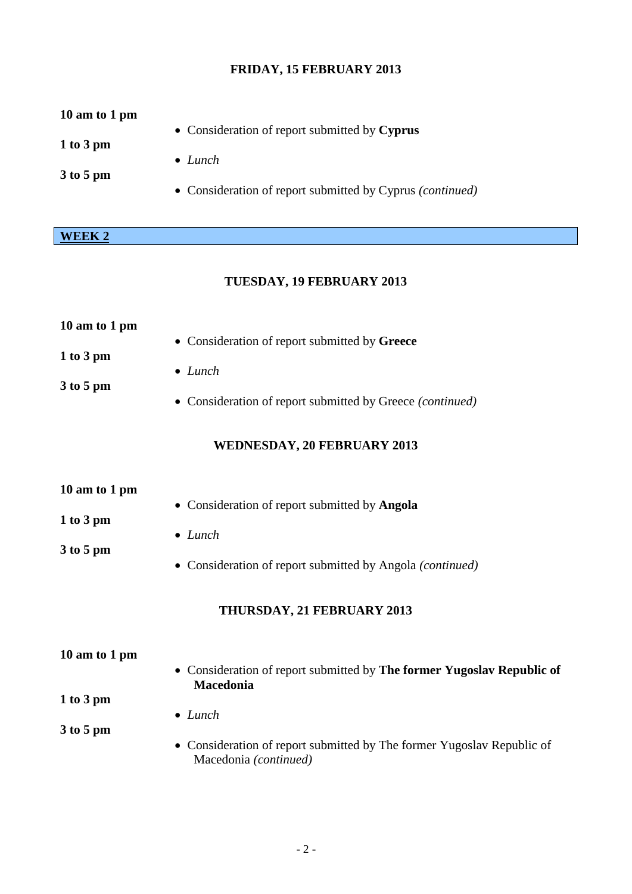### FRIDAY, 15 FEBRUARY 2013

**10 am to 1 pm**
- Consideration of report submitted by **Cyprus**

**1 to 3 pm**
- *Lunch*

**3 to 5 pm**
- Consideration of report submitted by Cyprus *(continued)*

## WEEK 2

### TUESDAY, 19 FEBRUARY 2013

**10 am to 1 pm**
- Consideration of report submitted by **Greece**

**1 to 3 pm**
- *Lunch*

**3 to 5 pm**
- Consideration of report submitted by Greece *(continued)*

### WEDNESDAY, 20 FEBRUARY 2013

**10 am to 1 pm**
- Consideration of report submitted by **Angola**

**1 to 3 pm**
- *Lunch*

**3 to 5 pm**
- Consideration of report submitted by Angola *(continued)*

### THURSDAY, 21 FEBRUARY 2013

**10 am to 1 pm**
- Consideration of report submitted by **The former Yugoslav Republic of Macedonia**

**1 to 3 pm**
- *Lunch*

**3 to 5 pm**
- Consideration of report submitted by The former Yugoslav Republic of Macedonia *(continued)*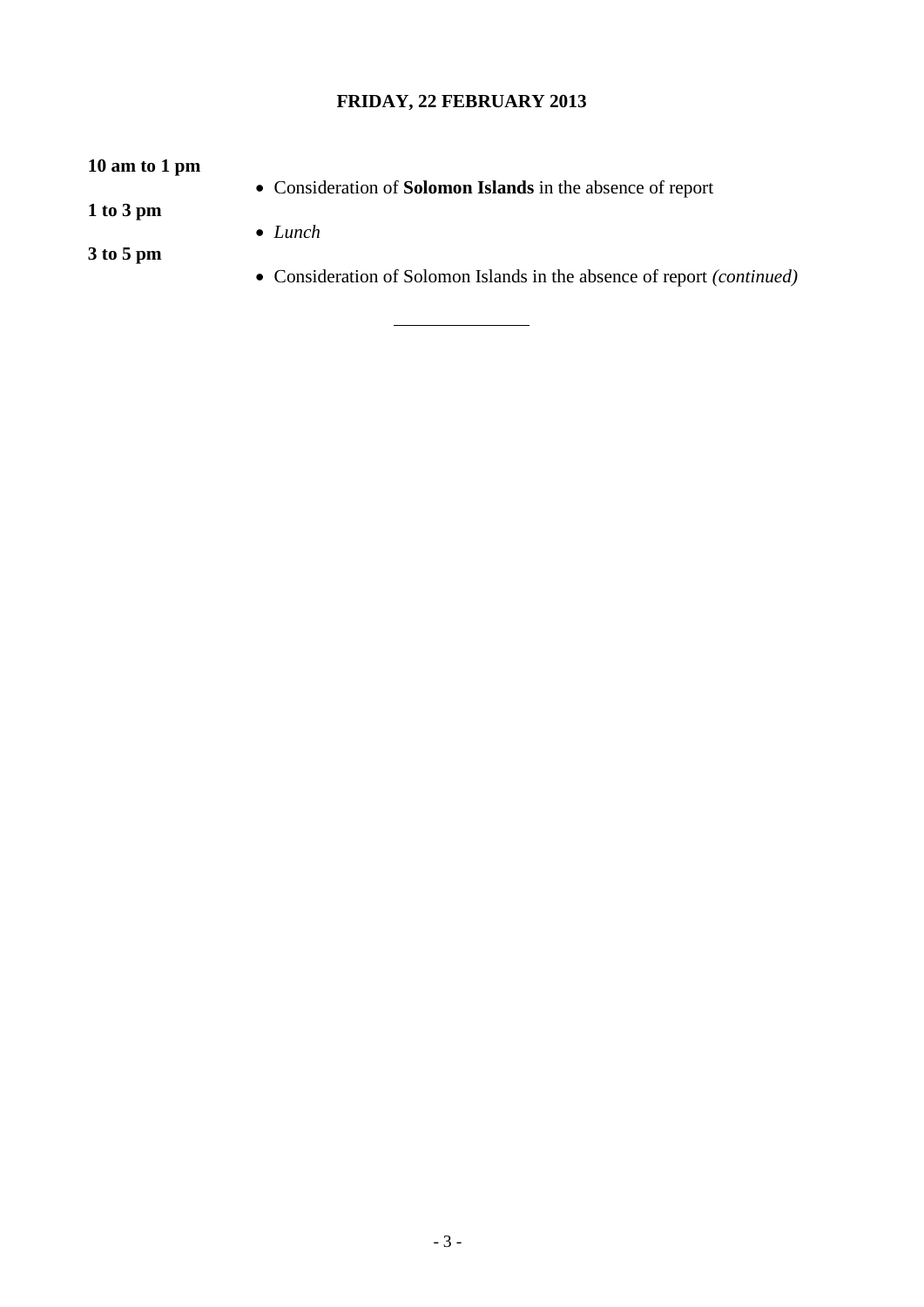**FRIDAY, 22 FEBRUARY 2013**

**10 am to 1 pm**

- Consideration of **Solomon Islands** in the absence of report

**1 to 3 pm**

- *Lunch*

**3 to 5 pm**

- Consideration of Solomon Islands in the absence of report *(continued)*

---